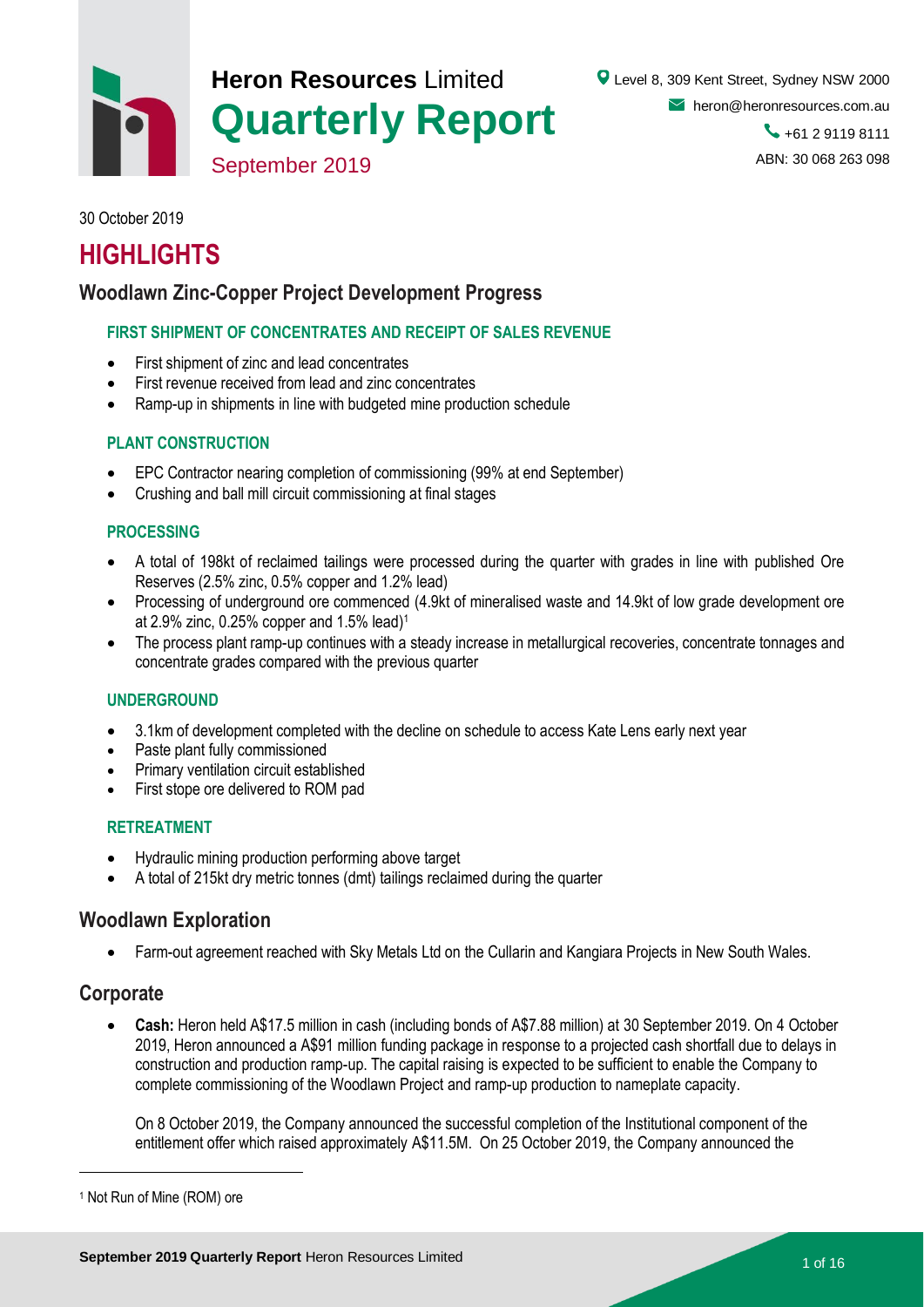# Heron Resources Limited

# Quarterly Report

September 2019

Level 8, 309 Kent Street, Sydney NSW 2000
heron@heronresources.com.au
+61 2 9119 8111
ABN: 30 068 263 098

30 October 2019

# HIGHLIGHTS

## Woodlawn Zinc-Copper Project Development Progress

### FIRST SHIPMENT OF CONCENTRATES AND RECEIPT OF SALES REVENUE

- First shipment of zinc and lead concentrates
- First revenue received from lead and zinc concentrates
- Ramp-up in shipments in line with budgeted mine production schedule

### PLANT CONSTRUCTION

- EPC Contractor nearing completion of commissioning (99% at end September)
- Crushing and ball mill circuit commissioning at final stages

### PROCESSING

- A total of 198kt of reclaimed tailings were processed during the quarter with grades in line with published Ore Reserves (2.5% zinc, 0.5% copper and 1.2% lead)
- Processing of underground ore commenced (4.9kt of mineralised waste and 14.9kt of low grade development ore at 2.9% zinc, 0.25% copper and 1.5% lead)[1]
- The process plant ramp-up continues with a steady increase in metallurgical recoveries, concentrate tonnages and concentrate grades compared with the previous quarter

### UNDERGROUND

- 3.1km of development completed with the decline on schedule to access Kate Lens early next year
- Paste plant fully commissioned
- Primary ventilation circuit established
- First stope ore delivered to ROM pad

### RETREATMENT

- Hydraulic mining production performing above target
- A total of 215kt dry metric tonnes (dmt) tailings reclaimed during the quarter

## Woodlawn Exploration

- Farm-out agreement reached with Sky Metals Ltd on the Cullarin and Kangiara Projects in New South Wales.

## Corporate

- **Cash:** Heron held A$17.5 million in cash (including bonds of A$7.88 million) at 30 September 2019. On 4 October 2019, Heron announced a A$91 million funding package in response to a projected cash shortfall due to delays in construction and production ramp-up. The capital raising is expected to be sufficient to enable the Company to complete commissioning of the Woodlawn Project and ramp-up production to nameplate capacity.

  On 8 October 2019, the Company announced the successful completion of the Institutional component of the entitlement offer which raised approximately A$11.5M. On 25 October 2019, the Company announced the

[1] Not Run of Mine (ROM) ore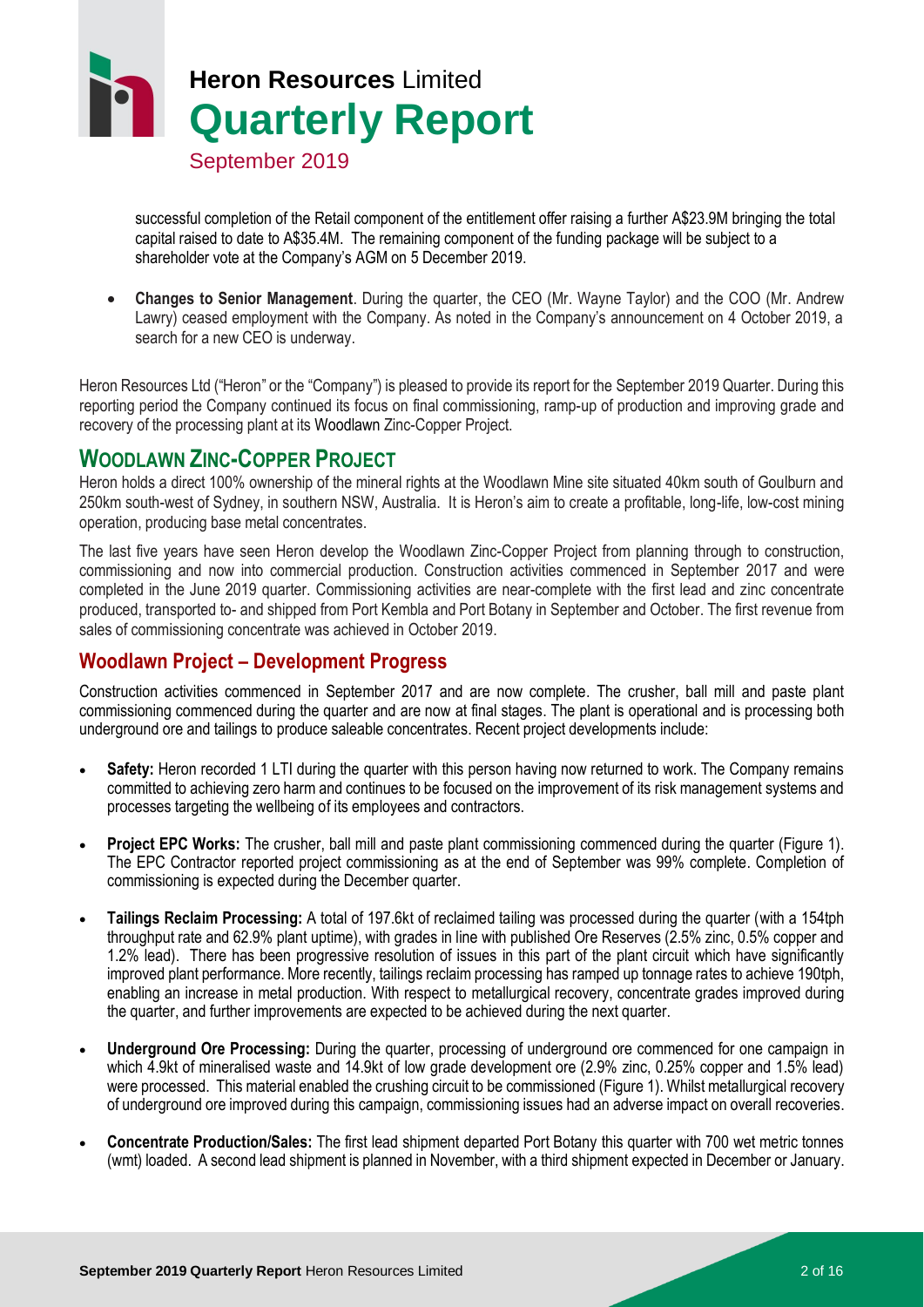successful completion of the Retail component of the entitlement offer raising a further A$23.9M bringing the total capital raised to date to A$35.4M. The remaining component of the funding package will be subject to a shareholder vote at the Company's AGM on 5 December 2019.

- **Changes to Senior Management**. During the quarter, the CEO (Mr. Wayne Taylor) and the COO (Mr. Andrew Lawry) ceased employment with the Company. As noted in the Company's announcement on 4 October 2019, a search for a new CEO is underway.

Heron Resources Ltd ("Heron" or the "Company") is pleased to provide its report for the September 2019 Quarter. During this reporting period the Company continued its focus on final commissioning, ramp-up of production and improving grade and recovery of the processing plant at its Woodlawn Zinc-Copper Project.

## WOODLAWN ZINC-COPPER PROJECT

Heron holds a direct 100% ownership of the mineral rights at the Woodlawn Mine site situated 40km south of Goulburn and 250km south-west of Sydney, in southern NSW, Australia. It is Heron's aim to create a profitable, long-life, low-cost mining operation, producing base metal concentrates.

The last five years have seen Heron develop the Woodlawn Zinc-Copper Project from planning through to construction, commissioning and now into commercial production. Construction activities commenced in September 2017 and were completed in the June 2019 quarter. Commissioning activities are near-complete with the first lead and zinc concentrate produced, transported to- and shipped from Port Kembla and Port Botany in September and October. The first revenue from sales of commissioning concentrate was achieved in October 2019.

### Woodlawn Project – Development Progress

Construction activities commenced in September 2017 and are now complete. The crusher, ball mill and paste plant commissioning commenced during the quarter and are now at final stages. The plant is operational and is processing both underground ore and tailings to produce saleable concentrates. Recent project developments include:

- **Safety:** Heron recorded 1 LTI during the quarter with this person having now returned to work. The Company remains committed to achieving zero harm and continues to be focused on the improvement of its risk management systems and processes targeting the wellbeing of its employees and contractors.
- **Project EPC Works:** The crusher, ball mill and paste plant commissioning commenced during the quarter (Figure 1). The EPC Contractor reported project commissioning as at the end of September was 99% complete. Completion of commissioning is expected during the December quarter.
- **Tailings Reclaim Processing:** A total of 197.6kt of reclaimed tailing was processed during the quarter (with a 154tph throughput rate and 62.9% plant uptime), with grades in line with published Ore Reserves (2.5% zinc, 0.5% copper and 1.2% lead). There has been progressive resolution of issues in this part of the plant circuit which have significantly improved plant performance. More recently, tailings reclaim processing has ramped up tonnage rates to achieve 190tph, enabling an increase in metal production. With respect to metallurgical recovery, concentrate grades improved during the quarter, and further improvements are expected to be achieved during the next quarter.
- **Underground Ore Processing:** During the quarter, processing of underground ore commenced for one campaign in which 4.9kt of mineralised waste and 14.9kt of low grade development ore (2.9% zinc, 0.25% copper and 1.5% lead) were processed. This material enabled the crushing circuit to be commissioned (Figure 1). Whilst metallurgical recovery of underground ore improved during this campaign, commissioning issues had an adverse impact on overall recoveries.
- **Concentrate Production/Sales:** The first lead shipment departed Port Botany this quarter with 700 wet metric tonnes (wmt) loaded. A second lead shipment is planned in November, with a third shipment expected in December or January.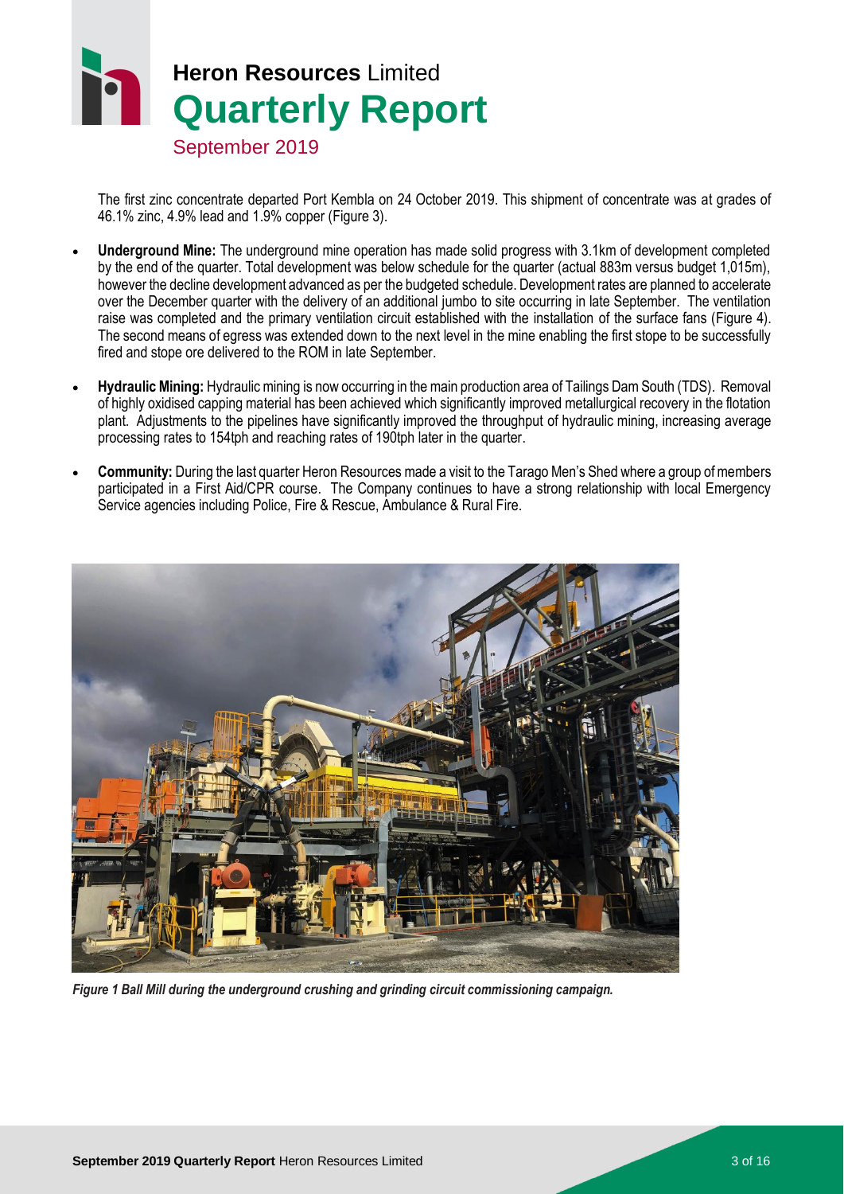# Heron Resources Limited

## Quarterly Report

September 2019

The first zinc concentrate departed Port Kembla on 24 October 2019. This shipment of concentrate was at grades of 46.1% zinc, 4.9% lead and 1.9% copper (Figure 3).

- **Underground Mine:** The underground mine operation has made solid progress with 3.1km of development completed by the end of the quarter. Total development was below schedule for the quarter (actual 883m versus budget 1,015m), however the decline development advanced as per the budgeted schedule. Development rates are planned to accelerate over the December quarter with the delivery of an additional jumbo to site occurring in late September. The ventilation raise was completed and the primary ventilation circuit established with the installation of the surface fans (Figure 4). The second means of egress was extended down to the next level in the mine enabling the first stope to be successfully fired and stope ore delivered to the ROM in late September.
- **Hydraulic Mining:** Hydraulic mining is now occurring in the main production area of Tailings Dam South (TDS). Removal of highly oxidised capping material has been achieved which significantly improved metallurgical recovery in the flotation plant. Adjustments to the pipelines have significantly improved the throughput of hydraulic mining, increasing average processing rates to 154tph and reaching rates of 190tph later in the quarter.
- **Community:** During the last quarter Heron Resources made a visit to the Tarago Men's Shed where a group of members participated in a First Aid/CPR course. The Company continues to have a strong relationship with local Emergency Service agencies including Police, Fire & Rescue, Ambulance & Rural Fire.

*Figure 1 Ball Mill during the underground crushing and grinding circuit commissioning campaign.*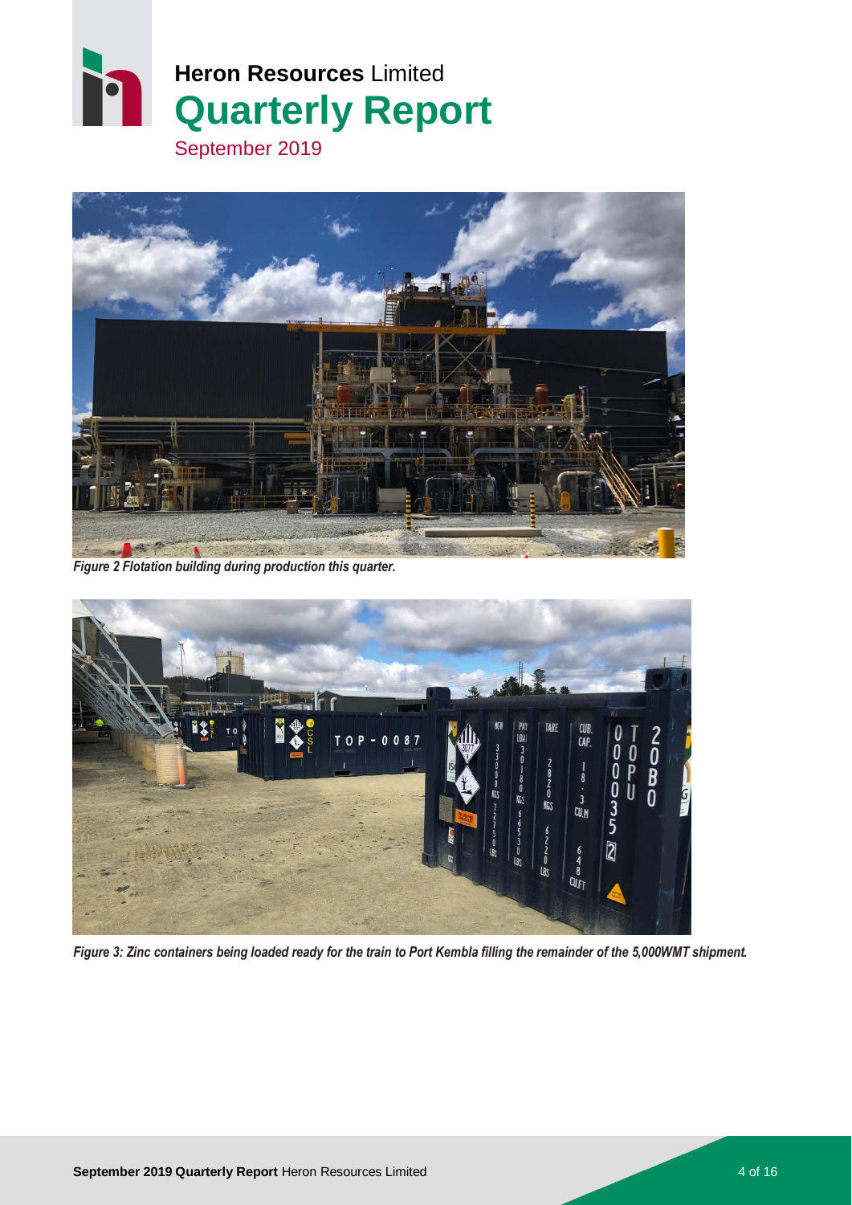# Heron Resources Limited
# Quarterly Report
September 2019

*Figure 2 Flotation building during production this quarter.*

*Figure 3: Zinc containers being loaded ready for the train to Port Kembla filling the remainder of the 5,000WMT shipment.*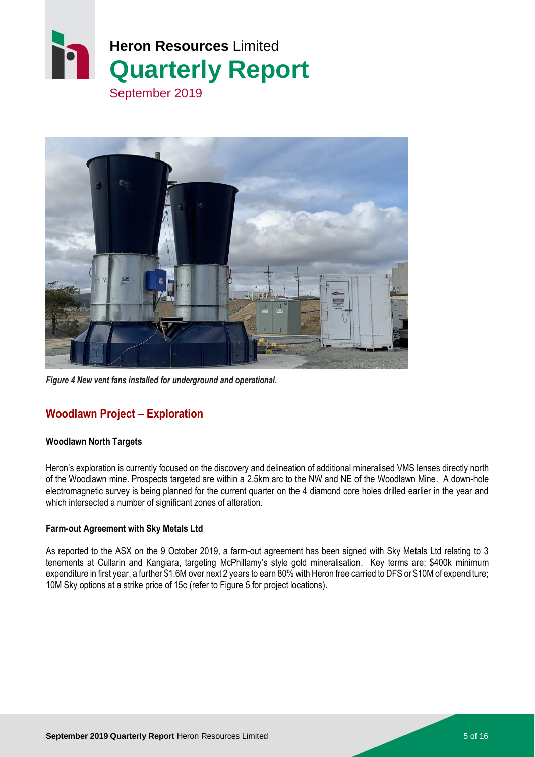*Figure 4 New vent fans installed for underground and operational.*

## Woodlawn Project – Exploration

**Woodlawn North Targets**

Heron's exploration is currently focused on the discovery and delineation of additional mineralised VMS lenses directly north of the Woodlawn mine. Prospects targeted are within a 2.5km arc to the NW and NE of the Woodlawn Mine. A down-hole electromagnetic survey is being planned for the current quarter on the 4 diamond core holes drilled earlier in the year and which intersected a number of significant zones of alteration.

**Farm-out Agreement with Sky Metals Ltd**

As reported to the ASX on the 9 October 2019, a farm-out agreement has been signed with Sky Metals Ltd relating to 3 tenements at Cullarin and Kangiara, targeting McPhillamy's style gold mineralisation. Key terms are: $400k minimum expenditure in first year, a further $1.6M over next 2 years to earn 80% with Heron free carried to DFS or $10M of expenditure; 10M Sky options at a strike price of 15c (refer to Figure 5 for project locations).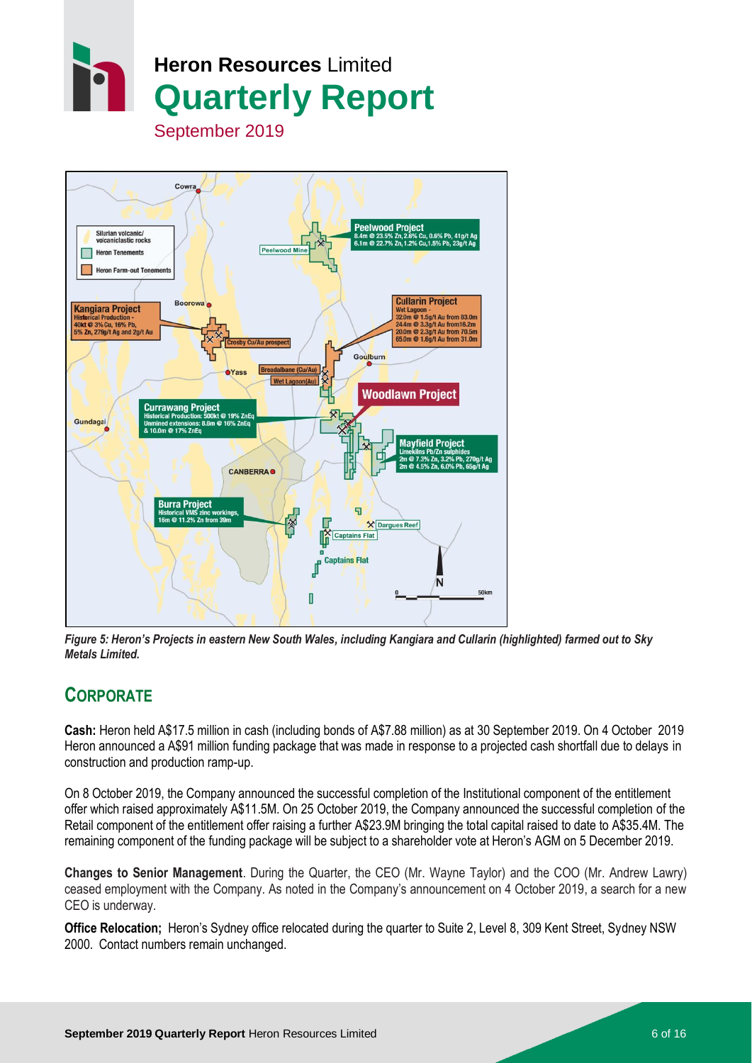# Heron Resources Limited
# Quarterly Report
September 2019

*Figure 5: Heron's Projects in eastern New South Wales, including Kangiara and Cullarin (highlighted) farmed out to Sky Metals Limited.*

## CORPORATE

**Cash:** Heron held A$17.5 million in cash (including bonds of A$7.88 million) as at 30 September 2019. On 4 October 2019 Heron announced a A$91 million funding package that was made in response to a projected cash shortfall due to delays in construction and production ramp-up.

On 8 October 2019, the Company announced the successful completion of the Institutional component of the entitlement offer which raised approximately A$11.5M. On 25 October 2019, the Company announced the successful completion of the Retail component of the entitlement offer raising a further A$23.9M bringing the total capital raised to date to A$35.4M. The remaining component of the funding package will be subject to a shareholder vote at Heron's AGM on 5 December 2019.

**Changes to Senior Management**. During the Quarter, the CEO (Mr. Wayne Taylor) and the COO (Mr. Andrew Lawry) ceased employment with the Company. As noted in the Company's announcement on 4 October 2019, a search for a new CEO is underway.

**Office Relocation;** Heron's Sydney office relocated during the quarter to Suite 2, Level 8, 309 Kent Street, Sydney NSW 2000. Contact numbers remain unchanged.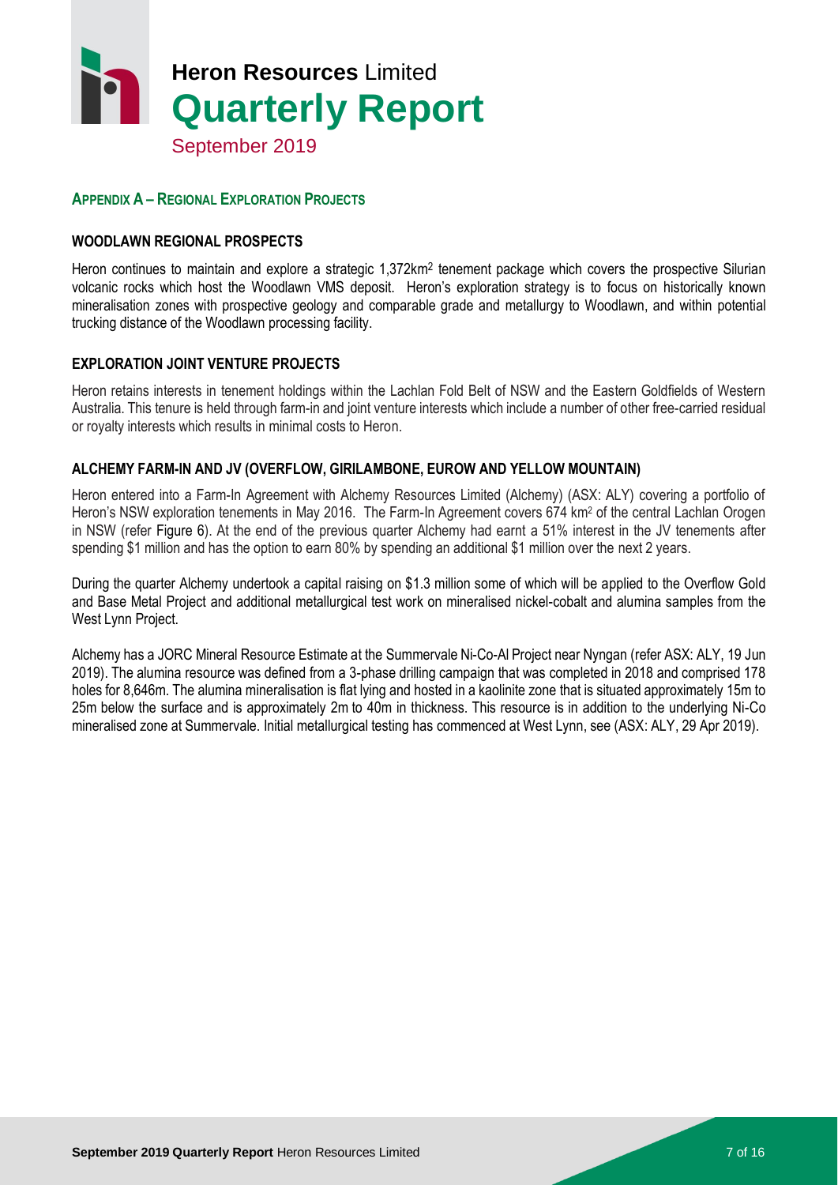## APPENDIX A – REGIONAL EXPLORATION PROJECTS

### WOODLAWN REGIONAL PROSPECTS

Heron continues to maintain and explore a strategic 1,372km$^2$ tenement package which covers the prospective Silurian volcanic rocks which host the Woodlawn VMS deposit. Heron's exploration strategy is to focus on historically known mineralisation zones with prospective geology and comparable grade and metallurgy to Woodlawn, and within potential trucking distance of the Woodlawn processing facility.

### EXPLORATION JOINT VENTURE PROJECTS

Heron retains interests in tenement holdings within the Lachlan Fold Belt of NSW and the Eastern Goldfields of Western Australia. This tenure is held through farm-in and joint venture interests which include a number of other free-carried residual or royalty interests which results in minimal costs to Heron.

### ALCHEMY FARM-IN AND JV (OVERFLOW, GIRILAMBONE, EUROW AND YELLOW MOUNTAIN)

Heron entered into a Farm-In Agreement with Alchemy Resources Limited (Alchemy) (ASX: ALY) covering a portfolio of Heron's NSW exploration tenements in May 2016. The Farm-In Agreement covers 674 km$^2$ of the central Lachlan Orogen in NSW (refer Figure 6). At the end of the previous quarter Alchemy had earnt a 51% interest in the JV tenements after spending $1 million and has the option to earn 80% by spending an additional $1 million over the next 2 years.

During the quarter Alchemy undertook a capital raising on $1.3 million some of which will be applied to the Overflow Gold and Base Metal Project and additional metallurgical test work on mineralised nickel-cobalt and alumina samples from the West Lynn Project.

Alchemy has a JORC Mineral Resource Estimate at the Summervale Ni-Co-Al Project near Nyngan (refer ASX: ALY, 19 Jun 2019). The alumina resource was defined from a 3-phase drilling campaign that was completed in 2018 and comprised 178 holes for 8,646m. The alumina mineralisation is flat lying and hosted in a kaolinite zone that is situated approximately 15m to 25m below the surface and is approximately 2m to 40m in thickness. This resource is in addition to the underlying Ni-Co mineralised zone at Summervale. Initial metallurgical testing has commenced at West Lynn, see (ASX: ALY, 29 Apr 2019).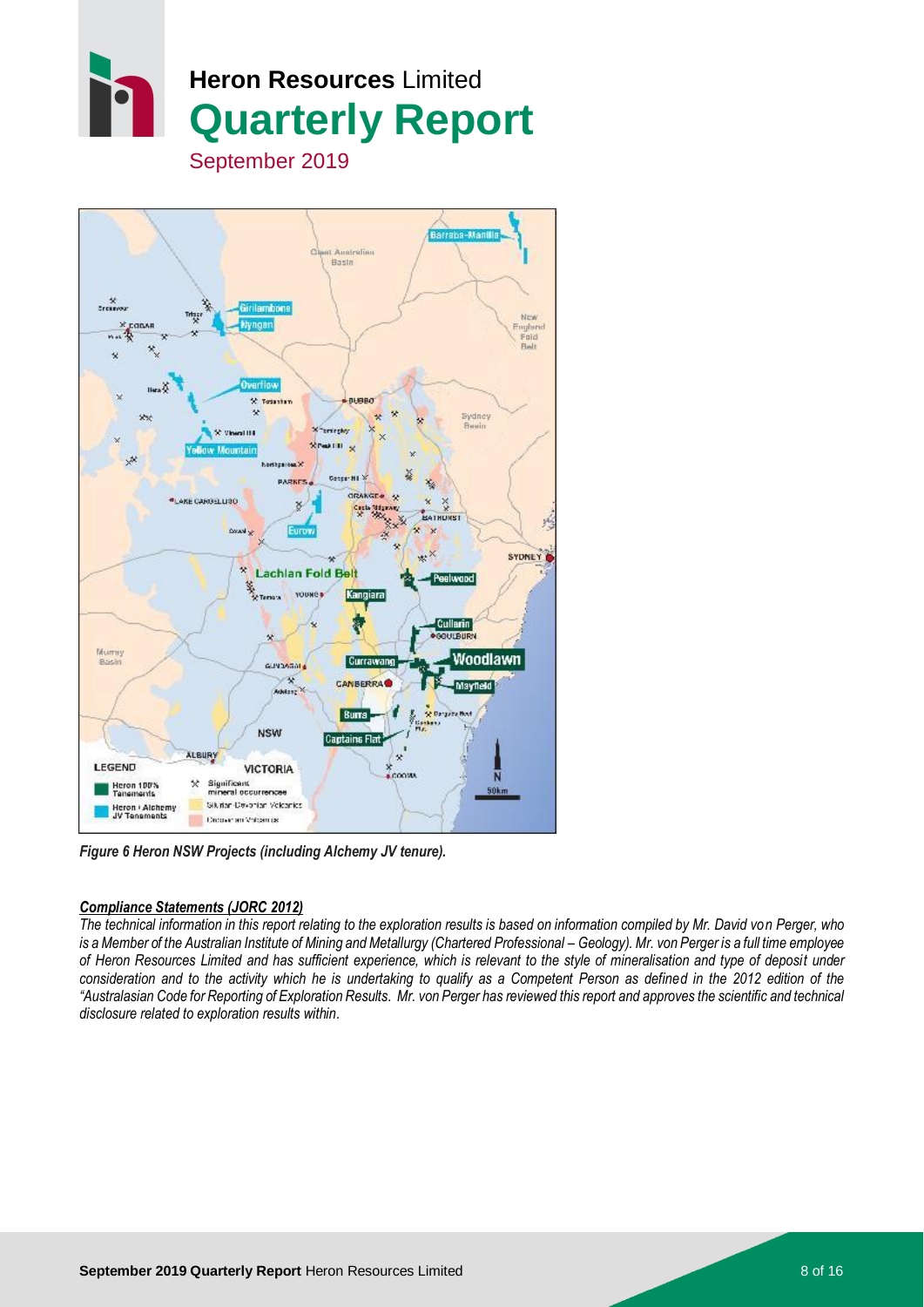*Figure 6 Heron NSW Projects (including Alchemy JV tenure).*

***Compliance Statements (JORC 2012)***

*The technical information in this report relating to the exploration results is based on information compiled by Mr. David von Perger, who is a Member of the Australian Institute of Mining and Metallurgy (Chartered Professional – Geology). Mr. von Perger is a full time employee of Heron Resources Limited and has sufficient experience, which is relevant to the style of mineralisation and type of deposit under consideration and to the activity which he is undertaking to qualify as a Competent Person as defined in the 2012 edition of the "Australasian Code for Reporting of Exploration Results. Mr. von Perger has reviewed this report and approves the scientific and technical disclosure related to exploration results within.*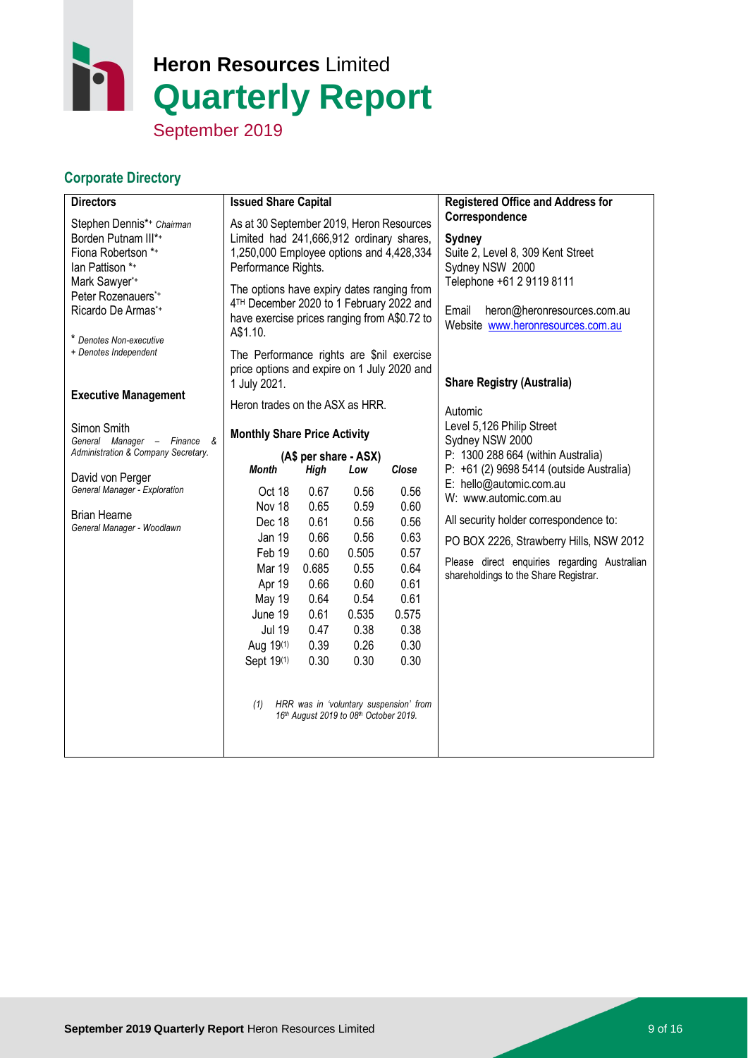# Heron Resources Limited
# Quarterly Report
September 2019

## Corporate Directory

### Directors

Stephen Dennis*+ *Chairman*
Borden Putnam III*+
Fiona Robertson *+
Ian Pattison *+
Mark Sawyer*+
Peter Rozenauers*+
Ricardo De Armas*+

\* *Denotes Non-executive*
*+ Denotes Independent*

### Executive Management

Simon Smith
*General Manager – Finance & Administration & Company Secretary.*

David von Perger
*General Manager - Exploration*

Brian Hearne
*General Manager - Woodlawn*

### Issued Share Capital

As at 30 September 2019, Heron Resources Limited had 241,666,912 ordinary shares, 1,250,000 Employee options and 4,428,334 Performance Rights.

The options have expiry dates ranging from 4TH December 2020 to 1 February 2022 and have exercise prices ranging from A$0.72 to A$1.10.

The Performance rights are $nil exercise price options and expire on 1 July 2020 and 1 July 2021.

Heron trades on the ASX as HRR.

### Monthly Share Price Activity

(A$ per share - ASX)

| *Month* | *High* | *Low* | *Close* |
|---|---|---|---|
| Oct 18 | 0.67 | 0.56 | 0.56 |
| Nov 18 | 0.65 | 0.59 | 0.60 |
| Dec 18 | 0.61 | 0.56 | 0.56 |
| Jan 19 | 0.66 | 0.56 | 0.63 |
| Feb 19 | 0.60 | 0.505 | 0.57 |
| Mar 19 | 0.685 | 0.55 | 0.64 |
| Apr 19 | 0.66 | 0.60 | 0.61 |
| May 19 | 0.64 | 0.54 | 0.61 |
| June 19 | 0.61 | 0.535 | 0.575 |
| Jul 19 | 0.47 | 0.38 | 0.38 |
| Aug 19(1) | 0.39 | 0.26 | 0.30 |
| Sept 19(1) | 0.30 | 0.30 | 0.30 |

*(1) HRR was in 'voluntary suspension' from 16th August 2019 to 08th October 2019.*

### Registered Office and Address for Correspondence

**Sydney**
Suite 2, Level 8, 309 Kent Street
Sydney NSW 2000
Telephone +61 2 9119 8111

Email heron@heronresources.com.au
Website www.heronresources.com.au

### Share Registry (Australia)

Automic
Level 5,126 Philip Street
Sydney NSW 2000
P: 1300 288 664 (within Australia)
P: +61 (2) 9698 5414 (outside Australia)
E: hello@automic.com.au
W: www.automic.com.au

All security holder correspondence to:

PO BOX 2226, Strawberry Hills, NSW 2012

Please direct enquiries regarding Australian shareholdings to the Share Registrar.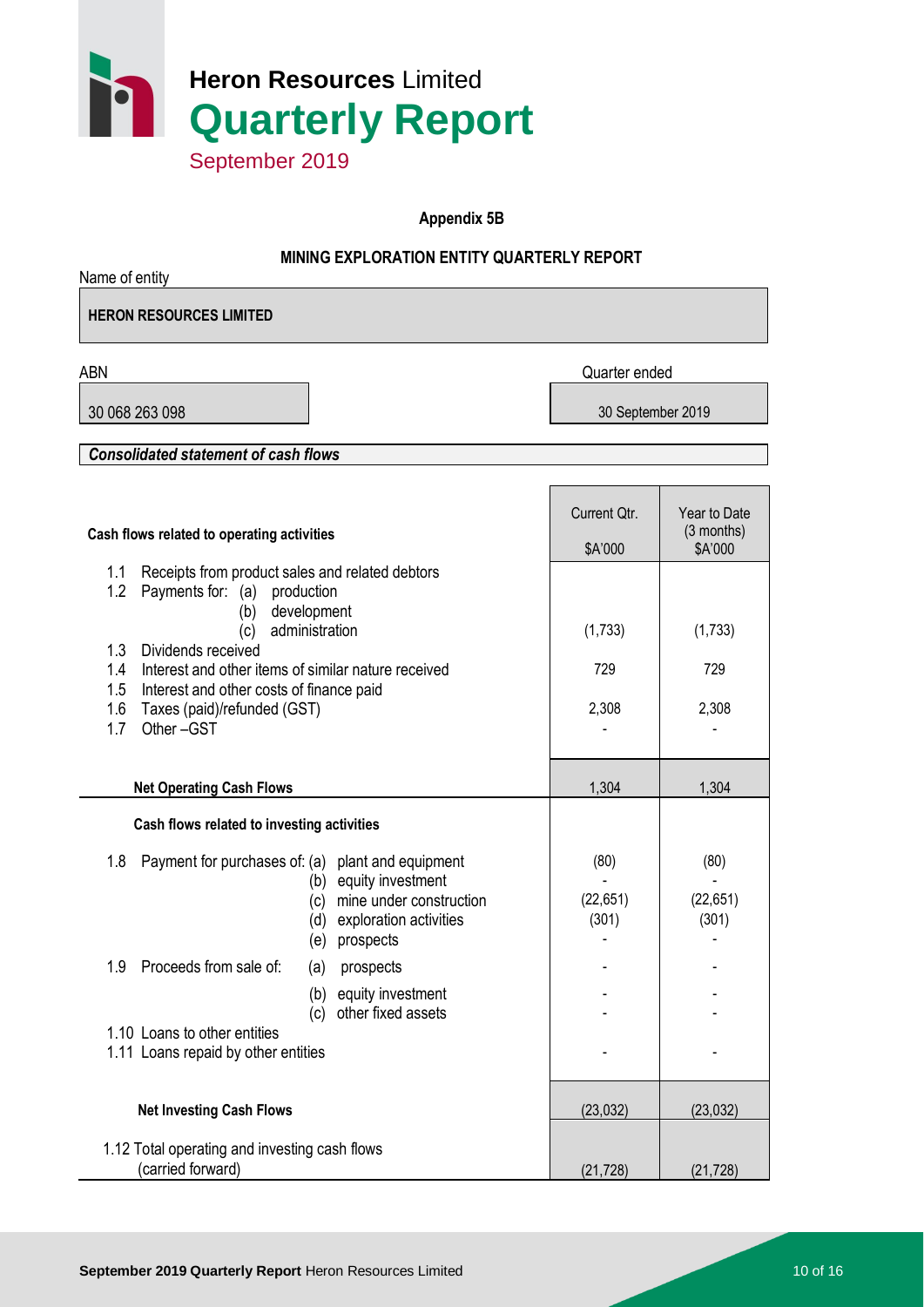# Heron Resources Limited

# Quarterly Report

September 2019

**Appendix 5B**

**MINING EXPLORATION ENTITY QUARTERLY REPORT**

Name of entity

**HERON RESOURCES LIMITED**

| ABN | Quarter ended |
|---|---|
| 30 068 263 098 | 30 September 2019 |

***Consolidated statement of cash flows***

| Cash flows related to operating activities | Current Qtr. $A'000 | Year to Date (3 months) $A'000 |
|---|---|---|
| 1.1 Receipts from product sales and related debtors | | |
| 1.2 Payments for: (a) production | | |
| (b) development | | |
| (c) administration | (1,733) | (1,733) |
| 1.3 Dividends received | | |
| 1.4 Interest and other items of similar nature received | 729 | 729 |
| 1.5 Interest and other costs of finance paid | | |
| 1.6 Taxes (paid)/refunded (GST) | 2,308 | 2,308 |
| 1.7 Other –GST | - | - |
| **Net Operating Cash Flows** | 1,304 | 1,304 |
| **Cash flows related to investing activities** | | |
| 1.8 Payment for purchases of: (a) plant and equipment | (80) | (80) |
| (b) equity investment | - | - |
| (c) mine under construction | (22,651) | (22,651) |
| (d) exploration activities | (301) | (301) |
| (e) prospects | - | - |
| 1.9 Proceeds from sale of: (a) prospects | - | - |
| (b) equity investment | - | - |
| (c) other fixed assets | - | - |
| 1.10 Loans to other entities | | |
| 1.11 Loans repaid by other entities | - | - |
| **Net Investing Cash Flows** | (23,032) | (23,032) |
| 1.12 Total operating and investing cash flows (carried forward) | (21,728) | (21,728) |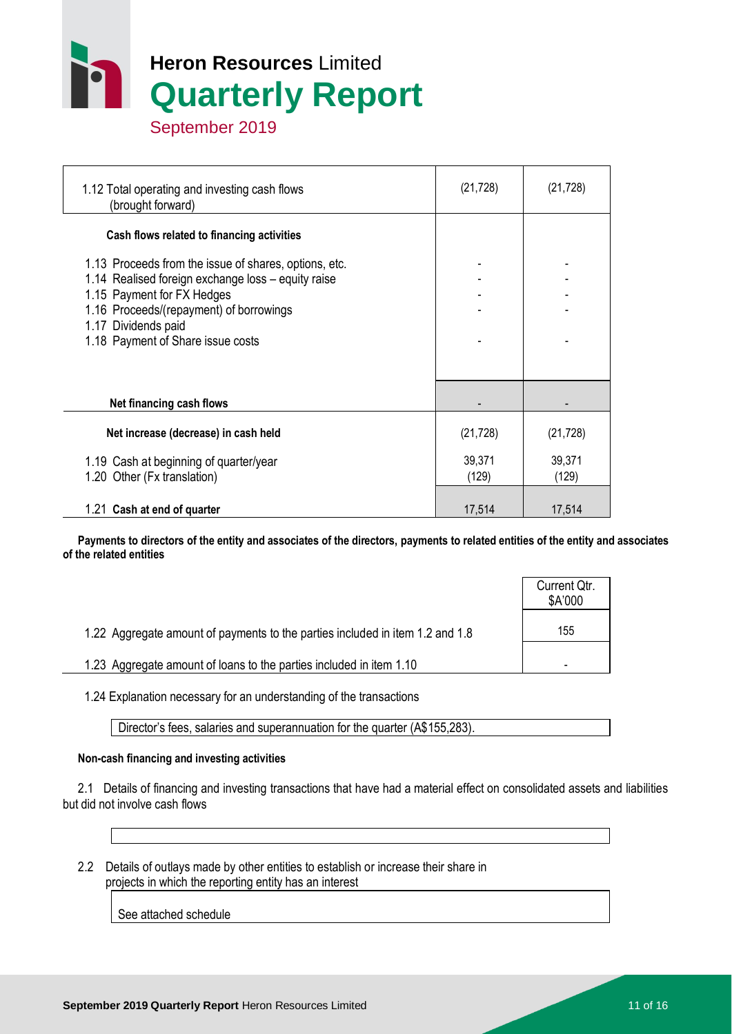| | | |
|---|---|---|
| 1.12 Total operating and investing cash flows (brought forward) | (21,728) | (21,728) |
| **Cash flows related to financing activities** | | |
| 1.13 Proceeds from the issue of shares, options, etc. | - | - |
| 1.14 Realised foreign exchange loss – equity raise | - | - |
| 1.15 Payment for FX Hedges | - | - |
| 1.16 Proceeds/(repayment) of borrowings | - | - |
| 1.17 Dividends paid | | |
| 1.18 Payment of Share issue costs | - | - |
| **Net financing cash flows** | - | - |
| **Net increase (decrease) in cash held** | (21,728) | (21,728) |
| 1.19 Cash at beginning of quarter/year | 39,371 | 39,371 |
| 1.20 Other (Fx translation) | (129) | (129) |
| 1.21 **Cash at end of quarter** | 17,514 | 17,514 |

**Payments to directors of the entity and associates of the directors, payments to related entities of the entity and associates of the related entities**

| | Current Qtr. $A'000 |
|---|---|
| 1.22 Aggregate amount of payments to the parties included in item 1.2 and 1.8 | 155 |
| 1.23 Aggregate amount of loans to the parties included in item 1.10 | - |

1.24 Explanation necessary for an understanding of the transactions

Director's fees, salaries and superannuation for the quarter (A$155,283).

**Non-cash financing and investing activities**

2.1 Details of financing and investing transactions that have had a material effect on consolidated assets and liabilities but did not involve cash flows

2.2 Details of outlays made by other entities to establish or increase their share in projects in which the reporting entity has an interest

See attached schedule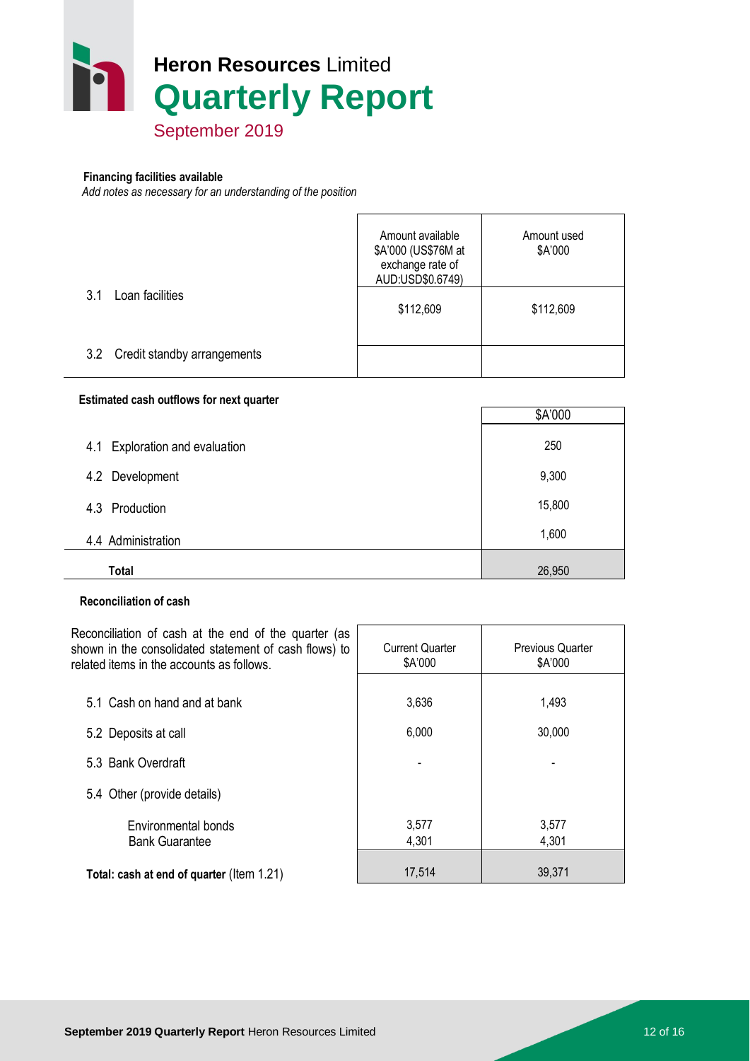**Financing facilities available**

*Add notes as necessary for an understanding of the position*

| | Amount available \$A'000 (US\$76M at exchange rate of AUD:USD\$0.6749) | Amount used \$A'000 |
|---|---|---|
| 3.1 Loan facilities | \$112,609 | \$112,609 |
| 3.2 Credit standby arrangements | | |

**Estimated cash outflows for next quarter**

| | \$A'000 |
|---|---|
| 4.1 Exploration and evaluation | 250 |
| 4.2 Development | 9,300 |
| 4.3 Production | 15,800 |
| 4.4 Administration | 1,600 |
| **Total** | 26,950 |

**Reconciliation of cash**

| Reconciliation of cash at the end of the quarter (as shown in the consolidated statement of cash flows) to related items in the accounts as follows. | Current Quarter \$A'000 | Previous Quarter \$A'000 |
|---|---|---|
| 5.1 Cash on hand and at bank | 3,636 | 1,493 |
| 5.2 Deposits at call | 6,000 | 30,000 |
| 5.3 Bank Overdraft | - | - |
| 5.4 Other (provide details) | | |
| Environmental bonds | 3,577 | 3,577 |
| Bank Guarantee | 4,301 | 4,301 |
| **Total: cash at end of quarter** (Item 1.21) | 17,514 | 39,371 |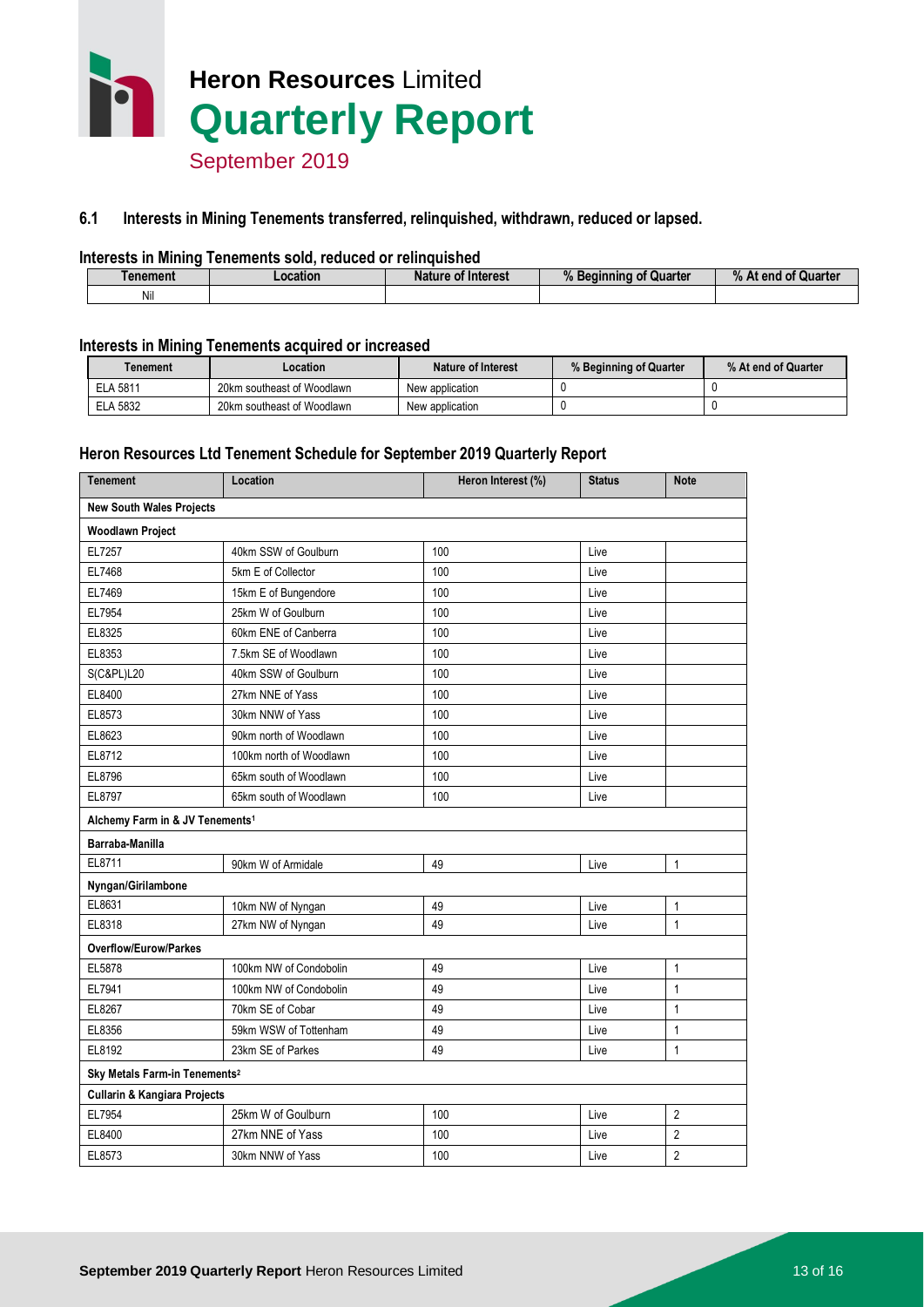### 6.1 Interests in Mining Tenements transferred, relinquished, withdrawn, reduced or lapsed.

#### Interests in Mining Tenements sold, reduced or relinquished

| Tenement | Location | Nature of Interest | % Beginning of Quarter | % At end of Quarter |
|---|---|---|---|---|
| Nil | | | | |

#### Interests in Mining Tenements acquired or increased

| Tenement | Location | Nature of Interest | % Beginning of Quarter | % At end of Quarter |
|---|---|---|---|---|
| ELA 5811 | 20km southeast of Woodlawn | New application | 0 | 0 |
| ELA 5832 | 20km southeast of Woodlawn | New application | 0 | 0 |

#### Heron Resources Ltd Tenement Schedule for September 2019 Quarterly Report

| Tenement | Location | Heron Interest (%) | Status | Note |
|---|---|---|---|---|
| **New South Wales Projects** | | | | |
| **Woodlawn Project** | | | | |
| EL7257 | 40km SSW of Goulburn | 100 | Live | |
| EL7468 | 5km E of Collector | 100 | Live | |
| EL7469 | 15km E of Bungendore | 100 | Live | |
| EL7954 | 25km W of Goulburn | 100 | Live | |
| EL8325 | 60km ENE of Canberra | 100 | Live | |
| EL8353 | 7.5km SE of Woodlawn | 100 | Live | |
| S(C&PL)L20 | 40km SSW of Goulburn | 100 | Live | |
| EL8400 | 27km NNE of Yass | 100 | Live | |
| EL8573 | 30km NNW of Yass | 100 | Live | |
| EL8623 | 90km north of Woodlawn | 100 | Live | |
| EL8712 | 100km north of Woodlawn | 100 | Live | |
| EL8796 | 65km south of Woodlawn | 100 | Live | |
| EL8797 | 65km south of Woodlawn | 100 | Live | |
| **Alchemy Farm in & JV Tenements[1]** | | | | |
| **Barraba-Manilla** | | | | |
| EL8711 | 90km W of Armidale | 49 | Live | 1 |
| **Nyngan/Girilambone** | | | | |
| EL8631 | 10km NW of Nyngan | 49 | Live | 1 |
| EL8318 | 27km NW of Nyngan | 49 | Live | 1 |
| **Overflow/Eurow/Parkes** | | | | |
| EL5878 | 100km NW of Condobolin | 49 | Live | 1 |
| EL7941 | 100km NW of Condobolin | 49 | Live | 1 |
| EL8267 | 70km SE of Cobar | 49 | Live | 1 |
| EL8356 | 59km WSW of Tottenham | 49 | Live | 1 |
| EL8192 | 23km SE of Parkes | 49 | Live | 1 |
| **Sky Metals Farm-in Tenements[2]** | | | | |
| **Cullarin & Kangiara Projects** | | | | |
| EL7954 | 25km W of Goulburn | 100 | Live | 2 |
| EL8400 | 27km NNE of Yass | 100 | Live | 2 |
| EL8573 | 30km NNW of Yass | 100 | Live | 2 |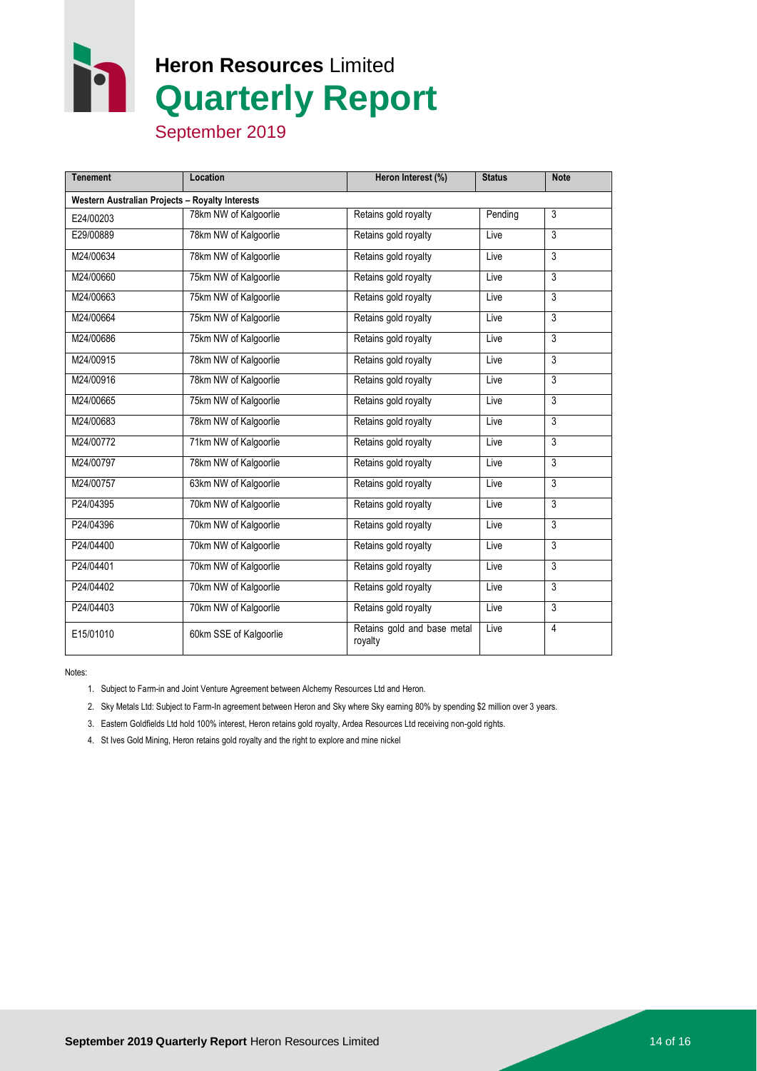| Tenement | Location | Heron Interest (%) | Status | Note |
|---|---|---|---|---|
| **Western Australian Projects – Royalty Interests** | | | | |
| E24/00203 | 78km NW of Kalgoorlie | Retains gold royalty | Pending | 3 |
| E29/00889 | 78km NW of Kalgoorlie | Retains gold royalty | Live | 3 |
| M24/00634 | 78km NW of Kalgoorlie | Retains gold royalty | Live | 3 |
| M24/00660 | 75km NW of Kalgoorlie | Retains gold royalty | Live | 3 |
| M24/00663 | 75km NW of Kalgoorlie | Retains gold royalty | Live | 3 |
| M24/00664 | 75km NW of Kalgoorlie | Retains gold royalty | Live | 3 |
| M24/00686 | 75km NW of Kalgoorlie | Retains gold royalty | Live | 3 |
| M24/00915 | 78km NW of Kalgoorlie | Retains gold royalty | Live | 3 |
| M24/00916 | 78km NW of Kalgoorlie | Retains gold royalty | Live | 3 |
| M24/00665 | 75km NW of Kalgoorlie | Retains gold royalty | Live | 3 |
| M24/00683 | 78km NW of Kalgoorlie | Retains gold royalty | Live | 3 |
| M24/00772 | 71km NW of Kalgoorlie | Retains gold royalty | Live | 3 |
| M24/00797 | 78km NW of Kalgoorlie | Retains gold royalty | Live | 3 |
| M24/00757 | 63km NW of Kalgoorlie | Retains gold royalty | Live | 3 |
| P24/04395 | 70km NW of Kalgoorlie | Retains gold royalty | Live | 3 |
| P24/04396 | 70km NW of Kalgoorlie | Retains gold royalty | Live | 3 |
| P24/04400 | 70km NW of Kalgoorlie | Retains gold royalty | Live | 3 |
| P24/04401 | 70km NW of Kalgoorlie | Retains gold royalty | Live | 3 |
| P24/04402 | 70km NW of Kalgoorlie | Retains gold royalty | Live | 3 |
| P24/04403 | 70km NW of Kalgoorlie | Retains gold royalty | Live | 3 |
| E15/01010 | 60km SSE of Kalgoorlie | Retains gold and base metal royalty | Live | 4 |

Notes:

1. Subject to Farm-in and Joint Venture Agreement between Alchemy Resources Ltd and Heron.
2. Sky Metals Ltd: Subject to Farm-In agreement between Heron and Sky where Sky earning 80% by spending $2 million over 3 years.
3. Eastern Goldfields Ltd hold 100% interest, Heron retains gold royalty, Ardea Resources Ltd receiving non-gold rights.
4. St Ives Gold Mining, Heron retains gold royalty and the right to explore and mine nickel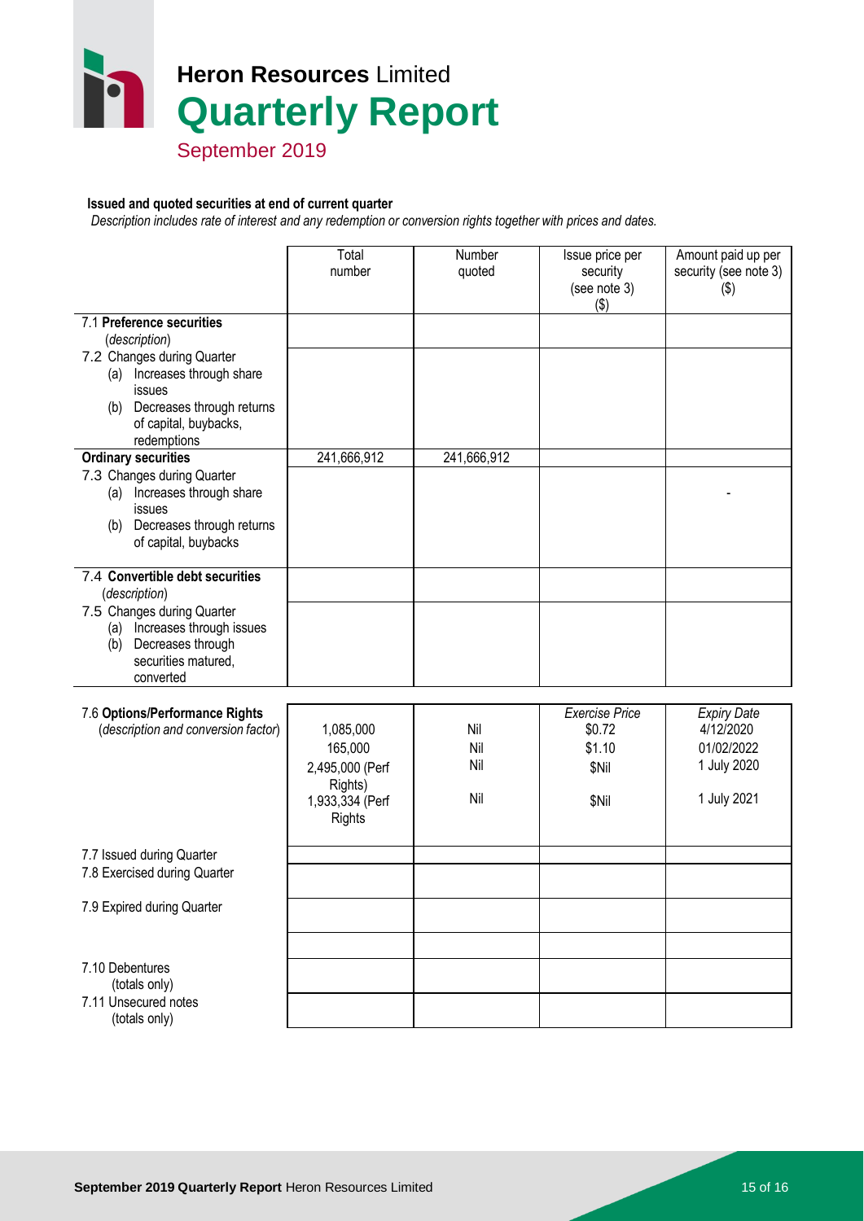**Issued and quoted securities at end of current quarter**

*Description includes rate of interest and any redemption or conversion rights together with prices and dates.*

| | Total number | Number quoted | Issue price per security (see note 3) ($) | Amount paid up per security (see note 3) ($) |
|---|---|---|---|---|
| 7.1 **Preference securities** (*description*) | | | | |
| 7.2 Changes during Quarter (a) Increases through share issues (b) Decreases through returns of capital, buybacks, redemptions | | | | |
| **Ordinary securities** | 241,666,912 | 241,666,912 | | |
| 7.3 Changes during Quarter (a) Increases through share issues (b) Decreases through returns of capital, buybacks | | | | - |
| 7.4 **Convertible debt securities** (*description*) | | | | |
| 7.5 Changes during Quarter (a) Increases through issues (b) Decreases through securities matured, converted | | | | |

| | | | *Exercise Price* | *Expiry Date* |
|---|---|---|---|---|
| 7.6 **Options/Performance Rights** (*description and conversion factor*) | 1,085,000 | Nil | $0.72 | 4/12/2020 |
| | 165,000 | Nil | $1.10 | 01/02/2022 |
| | 2,495,000 (Perf Rights) | Nil | $Nil | 1 July 2020 |
| | 1,933,334 (Perf Rights | Nil | $Nil | 1 July 2021 |
| 7.7 Issued during Quarter | | | | |
| 7.8 Exercised during Quarter | | | | |
| 7.9 Expired during Quarter | | | | |
| | | | | |
| 7.10 Debentures (totals only) | | | | |
| 7.11 Unsecured notes (totals only) | | | | |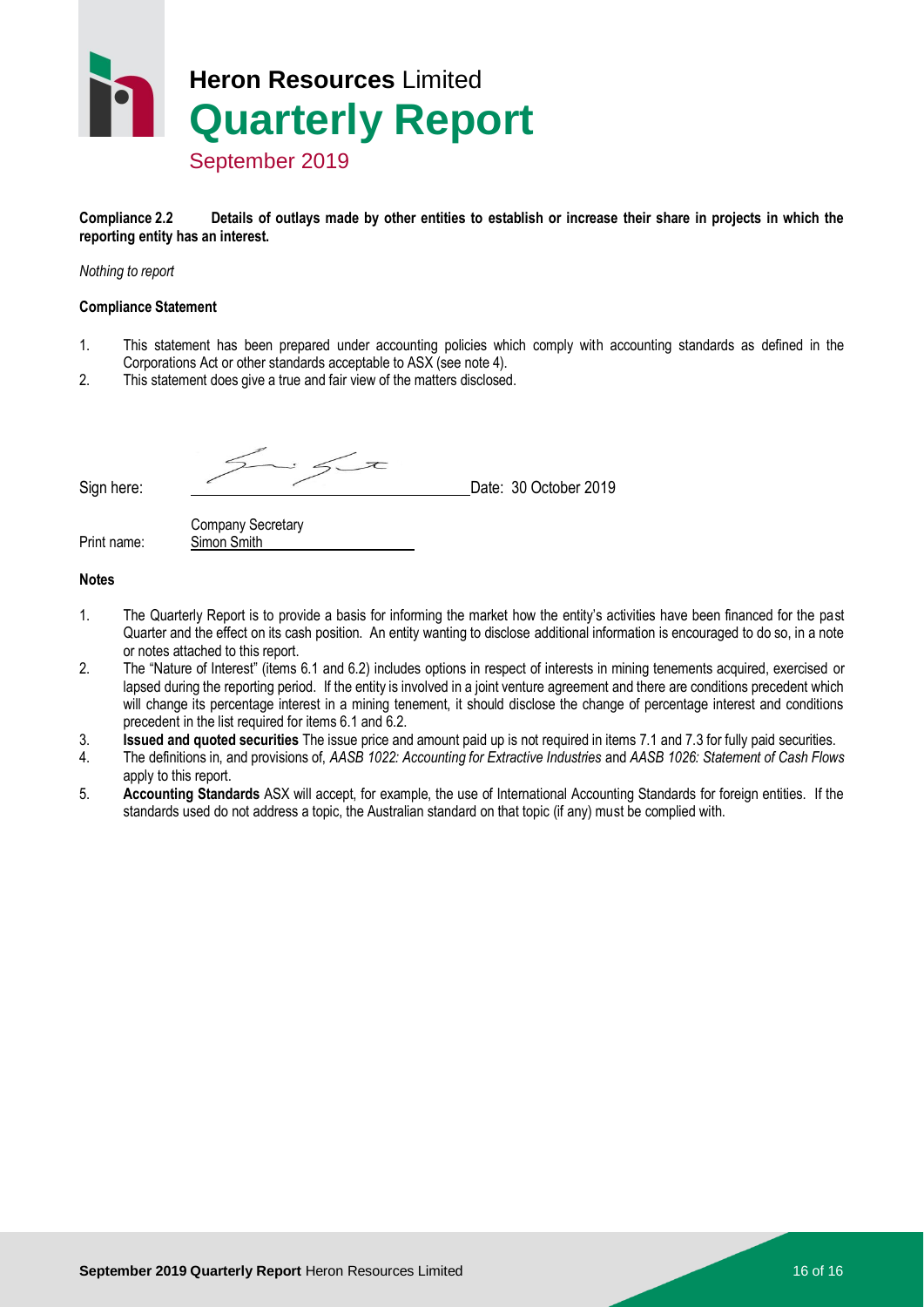**Compliance 2.2 Details of outlays made by other entities to establish or increase their share in projects in which the reporting entity has an interest.**

*Nothing to report*

**Compliance Statement**

1. This statement has been prepared under accounting policies which comply with accounting standards as defined in the Corporations Act or other standards acceptable to ASX (see note 4).
2. This statement does give a true and fair view of the matters disclosed.

Sign here: ______________________ Date: 30 October 2019

Company Secretary

Print name: Simon Smith

**Notes**

1. The Quarterly Report is to provide a basis for informing the market how the entity's activities have been financed for the past Quarter and the effect on its cash position. An entity wanting to disclose additional information is encouraged to do so, in a note or notes attached to this report.
2. The "Nature of Interest" (items 6.1 and 6.2) includes options in respect of interests in mining tenements acquired, exercised or lapsed during the reporting period. If the entity is involved in a joint venture agreement and there are conditions precedent which will change its percentage interest in a mining tenement, it should disclose the change of percentage interest and conditions precedent in the list required for items 6.1 and 6.2.
3. **Issued and quoted securities** The issue price and amount paid up is not required in items 7.1 and 7.3 for fully paid securities.
4. The definitions in, and provisions of, *AASB 1022: Accounting for Extractive Industries* and *AASB 1026: Statement of Cash Flows* apply to this report.
5. **Accounting Standards** ASX will accept, for example, the use of International Accounting Standards for foreign entities. If the standards used do not address a topic, the Australian standard on that topic (if any) must be complied with.